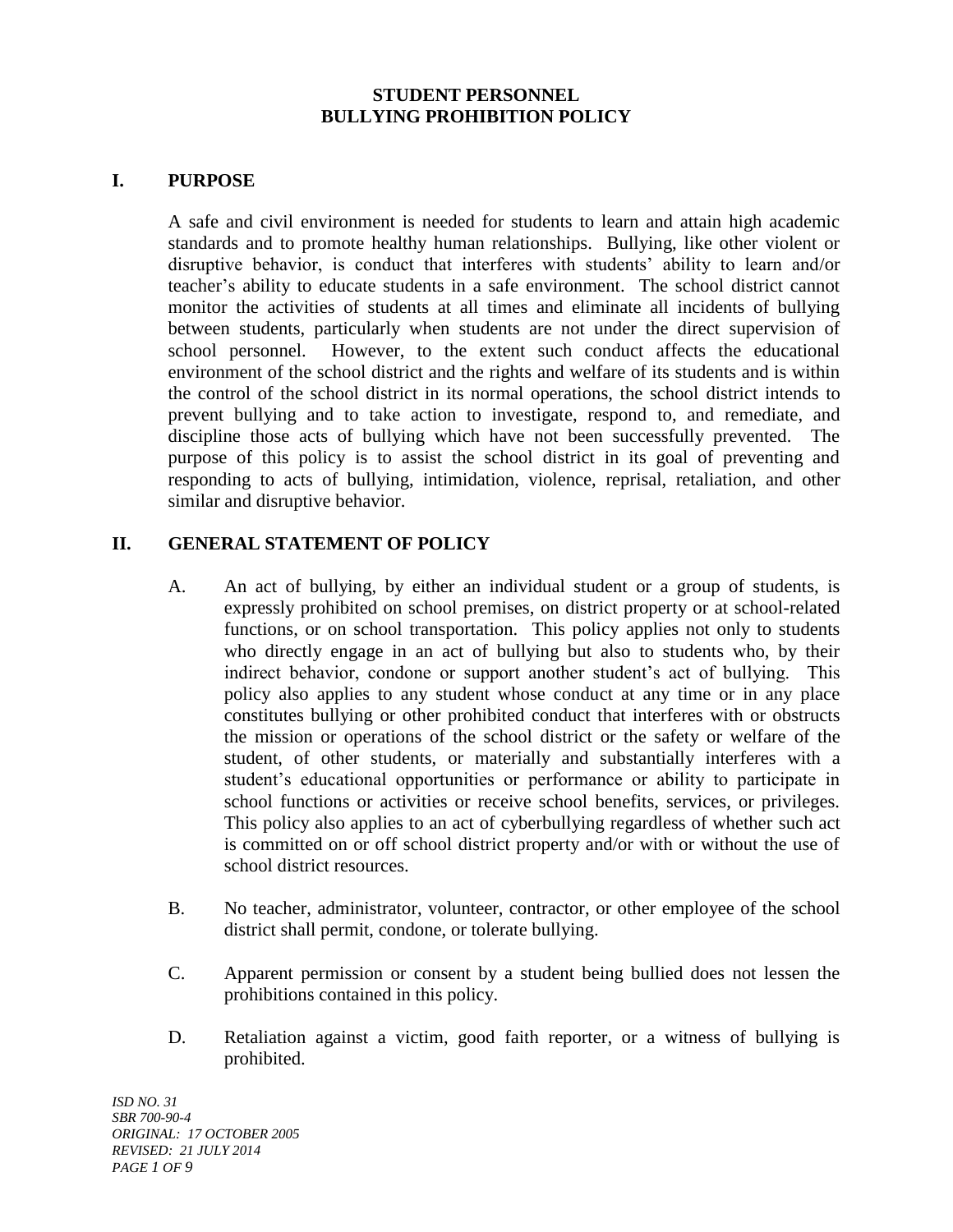# STUDENT PERSONNEL
# BULLYING PROHIBITION POLICY

## I. PURPOSE

A safe and civil environment is needed for students to learn and attain high academic standards and to promote healthy human relationships. Bullying, like other violent or disruptive behavior, is conduct that interferes with students' ability to learn and/or teacher's ability to educate students in a safe environment. The school district cannot monitor the activities of students at all times and eliminate all incidents of bullying between students, particularly when students are not under the direct supervision of school personnel. However, to the extent such conduct affects the educational environment of the school district and the rights and welfare of its students and is within the control of the school district in its normal operations, the school district intends to prevent bullying and to take action to investigate, respond to, and remediate, and discipline those acts of bullying which have not been successfully prevented. The purpose of this policy is to assist the school district in its goal of preventing and responding to acts of bullying, intimidation, violence, reprisal, retaliation, and other similar and disruptive behavior.

## II. GENERAL STATEMENT OF POLICY

A. An act of bullying, by either an individual student or a group of students, is expressly prohibited on school premises, on district property or at school-related functions, or on school transportation. This policy applies not only to students who directly engage in an act of bullying but also to students who, by their indirect behavior, condone or support another student's act of bullying. This policy also applies to any student whose conduct at any time or in any place constitutes bullying or other prohibited conduct that interferes with or obstructs the mission or operations of the school district or the safety or welfare of the student, of other students, or materially and substantially interferes with a student's educational opportunities or performance or ability to participate in school functions or activities or receive school benefits, services, or privileges. This policy also applies to an act of cyberbullying regardless of whether such act is committed on or off school district property and/or with or without the use of school district resources.

B. No teacher, administrator, volunteer, contractor, or other employee of the school district shall permit, condone, or tolerate bullying.

C. Apparent permission or consent by a student being bullied does not lessen the prohibitions contained in this policy.

D. Retaliation against a victim, good faith reporter, or a witness of bullying is prohibited.

*ISD NO. 31*
*SBR 700-90-4*
*ORIGINAL: 17 OCTOBER 2005*
*REVISED: 21 JULY 2014*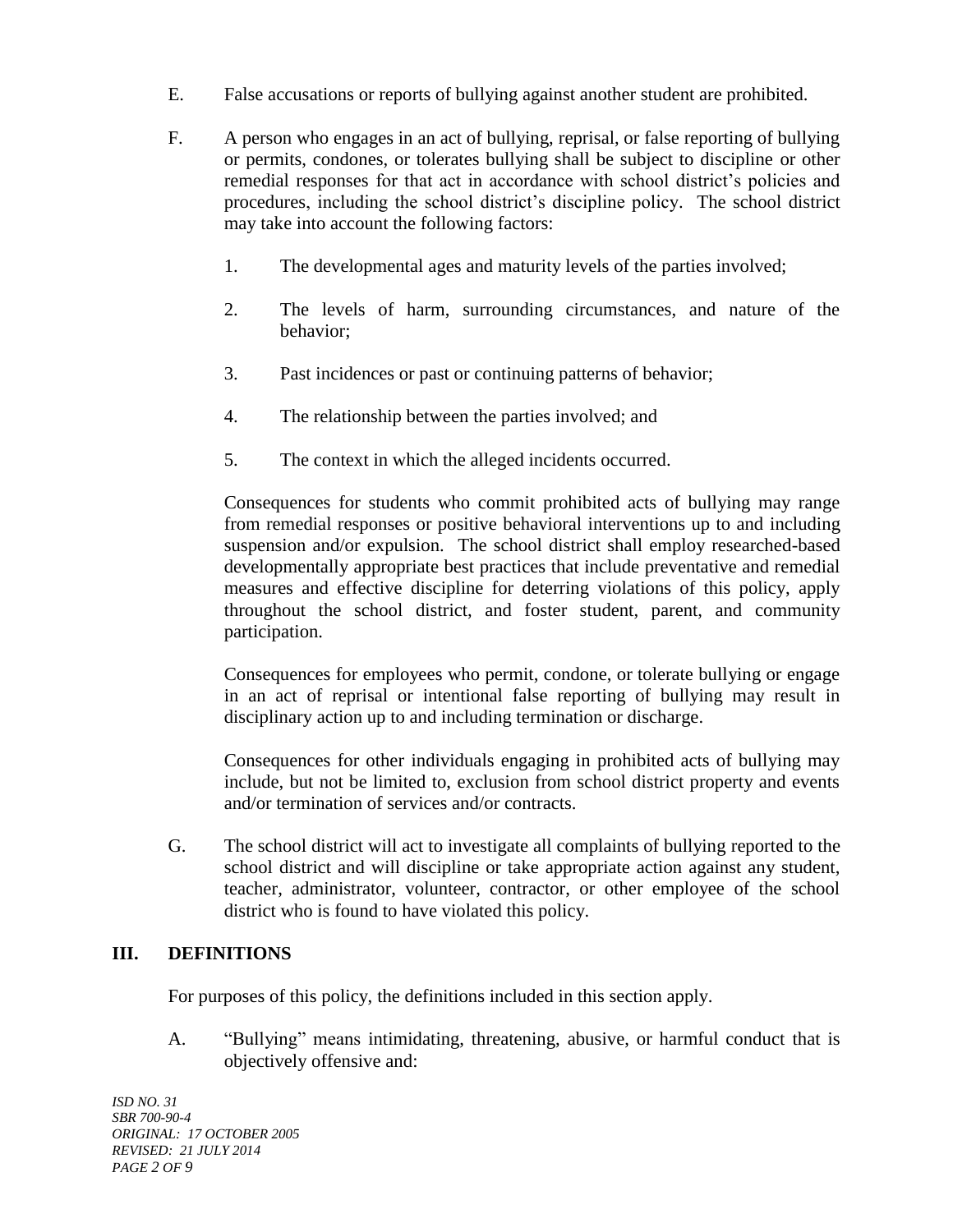E. False accusations or reports of bullying against another student are prohibited.

F. A person who engages in an act of bullying, reprisal, or false reporting of bullying or permits, condones, or tolerates bullying shall be subject to discipline or other remedial responses for that act in accordance with school district's policies and procedures, including the school district's discipline policy. The school district may take into account the following factors:

1. The developmental ages and maturity levels of the parties involved;

2. The levels of harm, surrounding circumstances, and nature of the behavior;

3. Past incidences or past or continuing patterns of behavior;

4. The relationship between the parties involved; and

5. The context in which the alleged incidents occurred.

Consequences for students who commit prohibited acts of bullying may range from remedial responses or positive behavioral interventions up to and including suspension and/or expulsion. The school district shall employ researched-based developmentally appropriate best practices that include preventative and remedial measures and effective discipline for deterring violations of this policy, apply throughout the school district, and foster student, parent, and community participation.

Consequences for employees who permit, condone, or tolerate bullying or engage in an act of reprisal or intentional false reporting of bullying may result in disciplinary action up to and including termination or discharge.

Consequences for other individuals engaging in prohibited acts of bullying may include, but not be limited to, exclusion from school district property and events and/or termination of services and/or contracts.

G. The school district will act to investigate all complaints of bullying reported to the school district and will discipline or take appropriate action against any student, teacher, administrator, volunteer, contractor, or other employee of the school district who is found to have violated this policy.

## III. DEFINITIONS

For purposes of this policy, the definitions included in this section apply.

A. "Bullying" means intimidating, threatening, abusive, or harmful conduct that is objectively offensive and: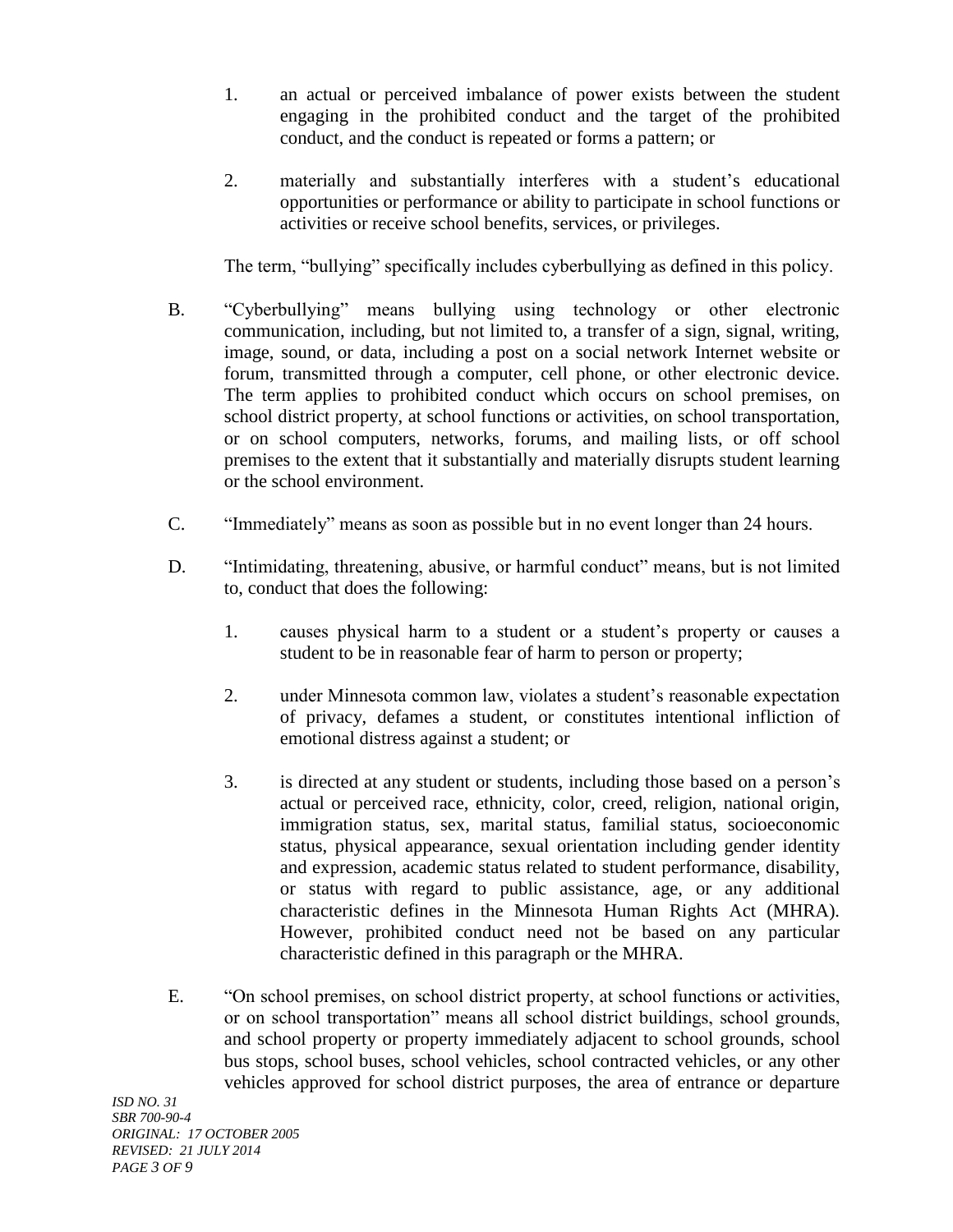1. an actual or perceived imbalance of power exists between the student engaging in the prohibited conduct and the target of the prohibited conduct, and the conduct is repeated or forms a pattern; or

2. materially and substantially interferes with a student's educational opportunities or performance or ability to participate in school functions or activities or receive school benefits, services, or privileges.

The term, "bullying" specifically includes cyberbullying as defined in this policy.

B. "Cyberbullying" means bullying using technology or other electronic communication, including, but not limited to, a transfer of a sign, signal, writing, image, sound, or data, including a post on a social network Internet website or forum, transmitted through a computer, cell phone, or other electronic device. The term applies to prohibited conduct which occurs on school premises, on school district property, at school functions or activities, on school transportation, or on school computers, networks, forums, and mailing lists, or off school premises to the extent that it substantially and materially disrupts student learning or the school environment.

C. "Immediately" means as soon as possible but in no event longer than 24 hours.

D. "Intimidating, threatening, abusive, or harmful conduct" means, but is not limited to, conduct that does the following:

1. causes physical harm to a student or a student's property or causes a student to be in reasonable fear of harm to person or property;

2. under Minnesota common law, violates a student's reasonable expectation of privacy, defames a student, or constitutes intentional infliction of emotional distress against a student; or

3. is directed at any student or students, including those based on a person's actual or perceived race, ethnicity, color, creed, religion, national origin, immigration status, sex, marital status, familial status, socioeconomic status, physical appearance, sexual orientation including gender identity and expression, academic status related to student performance, disability, or status with regard to public assistance, age, or any additional characteristic defines in the Minnesota Human Rights Act (MHRA). However, prohibited conduct need not be based on any particular characteristic defined in this paragraph or the MHRA.

E. "On school premises, on school district property, at school functions or activities, or on school transportation" means all school district buildings, school grounds, and school property or property immediately adjacent to school grounds, school bus stops, school buses, school vehicles, school contracted vehicles, or any other vehicles approved for school district purposes, the area of entrance or departure

*ISD NO. 31*
*SBR 700-90-4*
*ORIGINAL: 17 OCTOBER 2005*
*REVISED: 21 JULY 2014*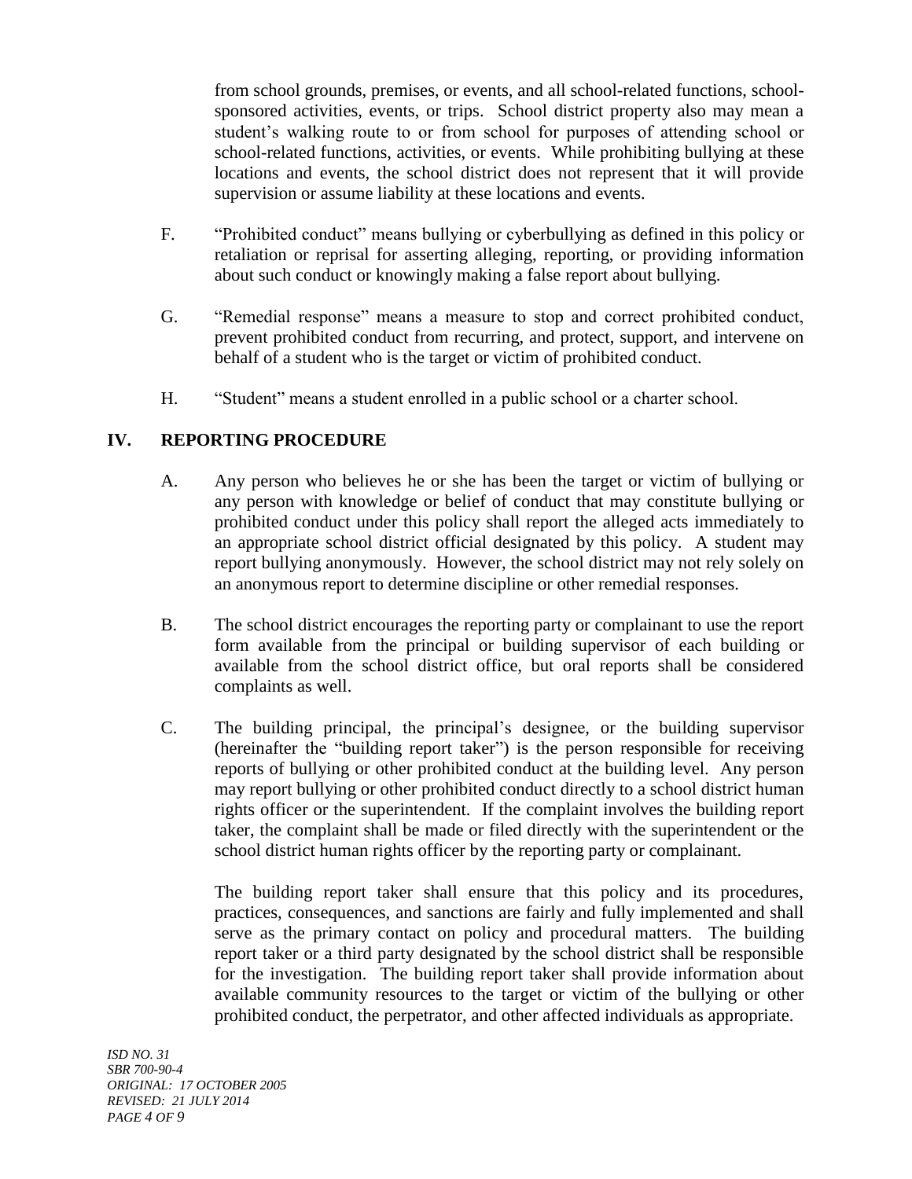from school grounds, premises, or events, and all school-related functions, school-sponsored activities, events, or trips. School district property also may mean a student's walking route to or from school for purposes of attending school or school-related functions, activities, or events. While prohibiting bullying at these locations and events, the school district does not represent that it will provide supervision or assume liability at these locations and events.

F. "Prohibited conduct" means bullying or cyberbullying as defined in this policy or retaliation or reprisal for asserting alleging, reporting, or providing information about such conduct or knowingly making a false report about bullying.

G. "Remedial response" means a measure to stop and correct prohibited conduct, prevent prohibited conduct from recurring, and protect, support, and intervene on behalf of a student who is the target or victim of prohibited conduct.

H. "Student" means a student enrolled in a public school or a charter school.

## IV. REPORTING PROCEDURE

A. Any person who believes he or she has been the target or victim of bullying or any person with knowledge or belief of conduct that may constitute bullying or prohibited conduct under this policy shall report the alleged acts immediately to an appropriate school district official designated by this policy. A student may report bullying anonymously. However, the school district may not rely solely on an anonymous report to determine discipline or other remedial responses.

B. The school district encourages the reporting party or complainant to use the report form available from the principal or building supervisor of each building or available from the school district office, but oral reports shall be considered complaints as well.

C. The building principal, the principal's designee, or the building supervisor (hereinafter the "building report taker") is the person responsible for receiving reports of bullying or other prohibited conduct at the building level. Any person may report bullying or other prohibited conduct directly to a school district human rights officer or the superintendent. If the complaint involves the building report taker, the complaint shall be made or filed directly with the superintendent or the school district human rights officer by the reporting party or complainant.

The building report taker shall ensure that this policy and its procedures, practices, consequences, and sanctions are fairly and fully implemented and shall serve as the primary contact on policy and procedural matters. The building report taker or a third party designated by the school district shall be responsible for the investigation. The building report taker shall provide information about available community resources to the target or victim of the bullying or other prohibited conduct, the perpetrator, and other affected individuals as appropriate.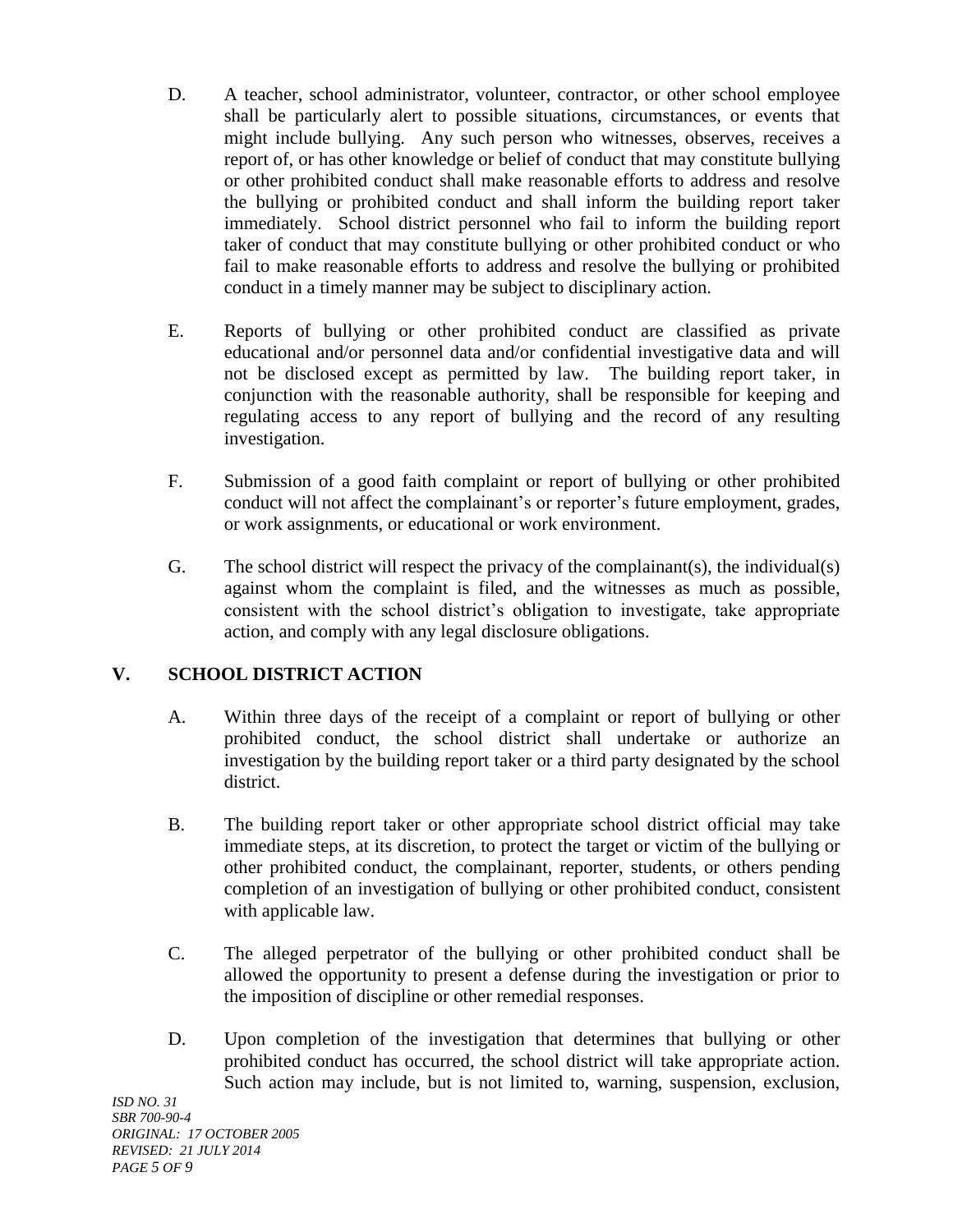D. A teacher, school administrator, volunteer, contractor, or other school employee shall be particularly alert to possible situations, circumstances, or events that might include bullying. Any such person who witnesses, observes, receives a report of, or has other knowledge or belief of conduct that may constitute bullying or other prohibited conduct shall make reasonable efforts to address and resolve the bullying or prohibited conduct and shall inform the building report taker immediately. School district personnel who fail to inform the building report taker of conduct that may constitute bullying or other prohibited conduct or who fail to make reasonable efforts to address and resolve the bullying or prohibited conduct in a timely manner may be subject to disciplinary action.

E. Reports of bullying or other prohibited conduct are classified as private educational and/or personnel data and/or confidential investigative data and will not be disclosed except as permitted by law. The building report taker, in conjunction with the reasonable authority, shall be responsible for keeping and regulating access to any report of bullying and the record of any resulting investigation.

F. Submission of a good faith complaint or report of bullying or other prohibited conduct will not affect the complainant's or reporter's future employment, grades, or work assignments, or educational or work environment.

G. The school district will respect the privacy of the complainant(s), the individual(s) against whom the complaint is filed, and the witnesses as much as possible, consistent with the school district's obligation to investigate, take appropriate action, and comply with any legal disclosure obligations.

## V. SCHOOL DISTRICT ACTION

A. Within three days of the receipt of a complaint or report of bullying or other prohibited conduct, the school district shall undertake or authorize an investigation by the building report taker or a third party designated by the school district.

B. The building report taker or other appropriate school district official may take immediate steps, at its discretion, to protect the target or victim of the bullying or other prohibited conduct, the complainant, reporter, students, or others pending completion of an investigation of bullying or other prohibited conduct, consistent with applicable law.

C. The alleged perpetrator of the bullying or other prohibited conduct shall be allowed the opportunity to present a defense during the investigation or prior to the imposition of discipline or other remedial responses.

D. Upon completion of the investigation that determines that bullying or other prohibited conduct has occurred, the school district will take appropriate action. Such action may include, but is not limited to, warning, suspension, exclusion,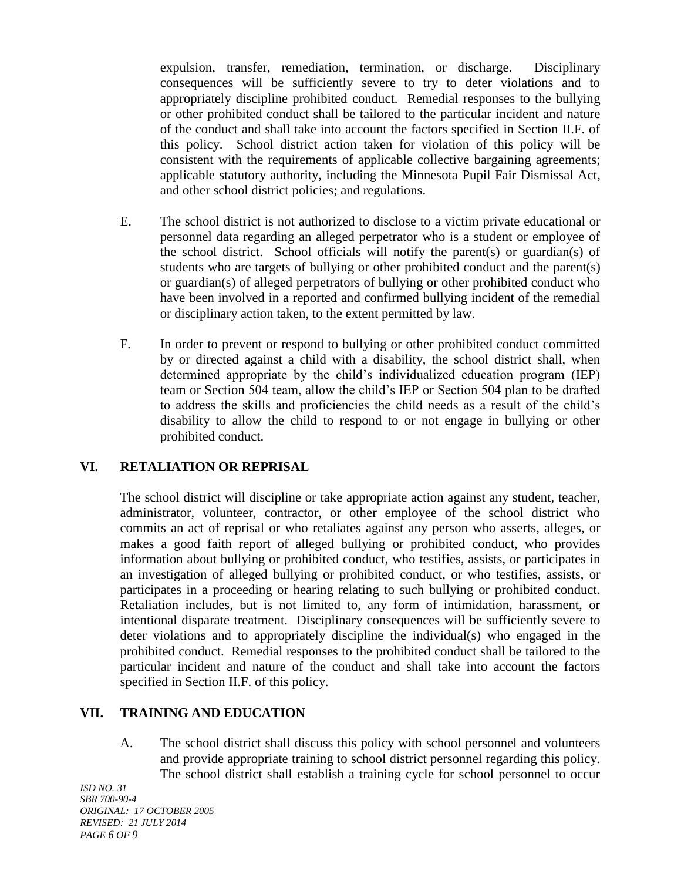expulsion, transfer, remediation, termination, or discharge. Disciplinary consequences will be sufficiently severe to try to deter violations and to appropriately discipline prohibited conduct. Remedial responses to the bullying or other prohibited conduct shall be tailored to the particular incident and nature of the conduct and shall take into account the factors specified in Section II.F. of this policy. School district action taken for violation of this policy will be consistent with the requirements of applicable collective bargaining agreements; applicable statutory authority, including the Minnesota Pupil Fair Dismissal Act, and other school district policies; and regulations.

E. The school district is not authorized to disclose to a victim private educational or personnel data regarding an alleged perpetrator who is a student or employee of the school district. School officials will notify the parent(s) or guardian(s) of students who are targets of bullying or other prohibited conduct and the parent(s) or guardian(s) of alleged perpetrators of bullying or other prohibited conduct who have been involved in a reported and confirmed bullying incident of the remedial or disciplinary action taken, to the extent permitted by law.

F. In order to prevent or respond to bullying or other prohibited conduct committed by or directed against a child with a disability, the school district shall, when determined appropriate by the child's individualized education program (IEP) team or Section 504 team, allow the child's IEP or Section 504 plan to be drafted to address the skills and proficiencies the child needs as a result of the child's disability to allow the child to respond to or not engage in bullying or other prohibited conduct.

## VI. RETALIATION OR REPRISAL

The school district will discipline or take appropriate action against any student, teacher, administrator, volunteer, contractor, or other employee of the school district who commits an act of reprisal or who retaliates against any person who asserts, alleges, or makes a good faith report of alleged bullying or prohibited conduct, who provides information about bullying or prohibited conduct, who testifies, assists, or participates in an investigation of alleged bullying or prohibited conduct, or who testifies, assists, or participates in a proceeding or hearing relating to such bullying or prohibited conduct. Retaliation includes, but is not limited to, any form of intimidation, harassment, or intentional disparate treatment. Disciplinary consequences will be sufficiently severe to deter violations and to appropriately discipline the individual(s) who engaged in the prohibited conduct. Remedial responses to the prohibited conduct shall be tailored to the particular incident and nature of the conduct and shall take into account the factors specified in Section II.F. of this policy.

## VII. TRAINING AND EDUCATION

A. The school district shall discuss this policy with school personnel and volunteers and provide appropriate training to school district personnel regarding this policy. The school district shall establish a training cycle for school personnel to occur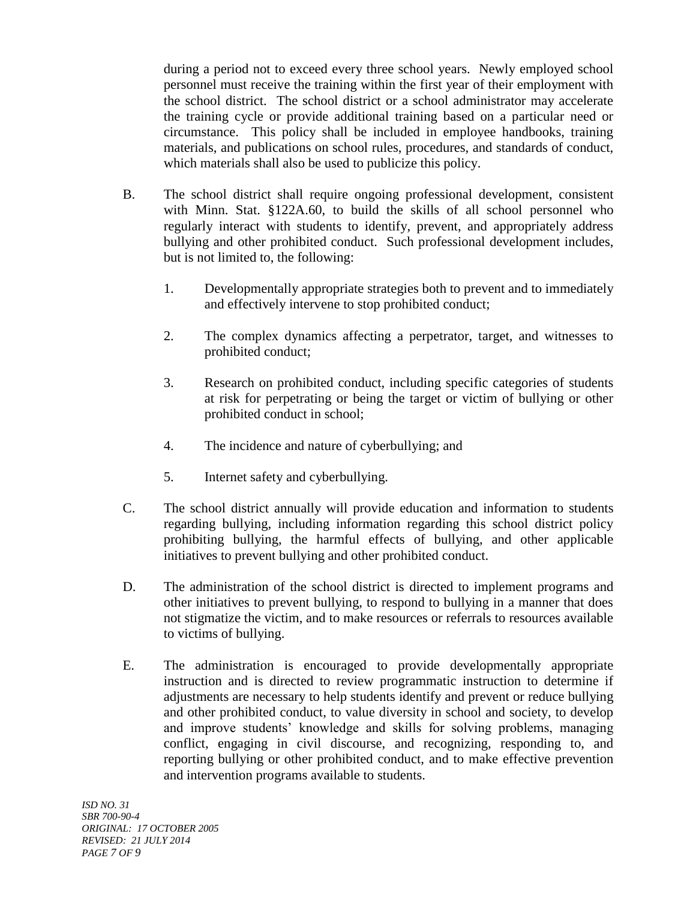during a period not to exceed every three school years. Newly employed school personnel must receive the training within the first year of their employment with the school district. The school district or a school administrator may accelerate the training cycle or provide additional training based on a particular need or circumstance. This policy shall be included in employee handbooks, training materials, and publications on school rules, procedures, and standards of conduct, which materials shall also be used to publicize this policy.

B. The school district shall require ongoing professional development, consistent with Minn. Stat. §122A.60, to build the skills of all school personnel who regularly interact with students to identify, prevent, and appropriately address bullying and other prohibited conduct. Such professional development includes, but is not limited to, the following:

   1. Developmentally appropriate strategies both to prevent and to immediately and effectively intervene to stop prohibited conduct;

   2. The complex dynamics affecting a perpetrator, target, and witnesses to prohibited conduct;

   3. Research on prohibited conduct, including specific categories of students at risk for perpetrating or being the target or victim of bullying or other prohibited conduct in school;

   4. The incidence and nature of cyberbullying; and

   5. Internet safety and cyberbullying.

C. The school district annually will provide education and information to students regarding bullying, including information regarding this school district policy prohibiting bullying, the harmful effects of bullying, and other applicable initiatives to prevent bullying and other prohibited conduct.

D. The administration of the school district is directed to implement programs and other initiatives to prevent bullying, to respond to bullying in a manner that does not stigmatize the victim, and to make resources or referrals to resources available to victims of bullying.

E. The administration is encouraged to provide developmentally appropriate instruction and is directed to review programmatic instruction to determine if adjustments are necessary to help students identify and prevent or reduce bullying and other prohibited conduct, to value diversity in school and society, to develop and improve students' knowledge and skills for solving problems, managing conflict, engaging in civil discourse, and recognizing, responding to, and reporting bullying or other prohibited conduct, and to make effective prevention and intervention programs available to students.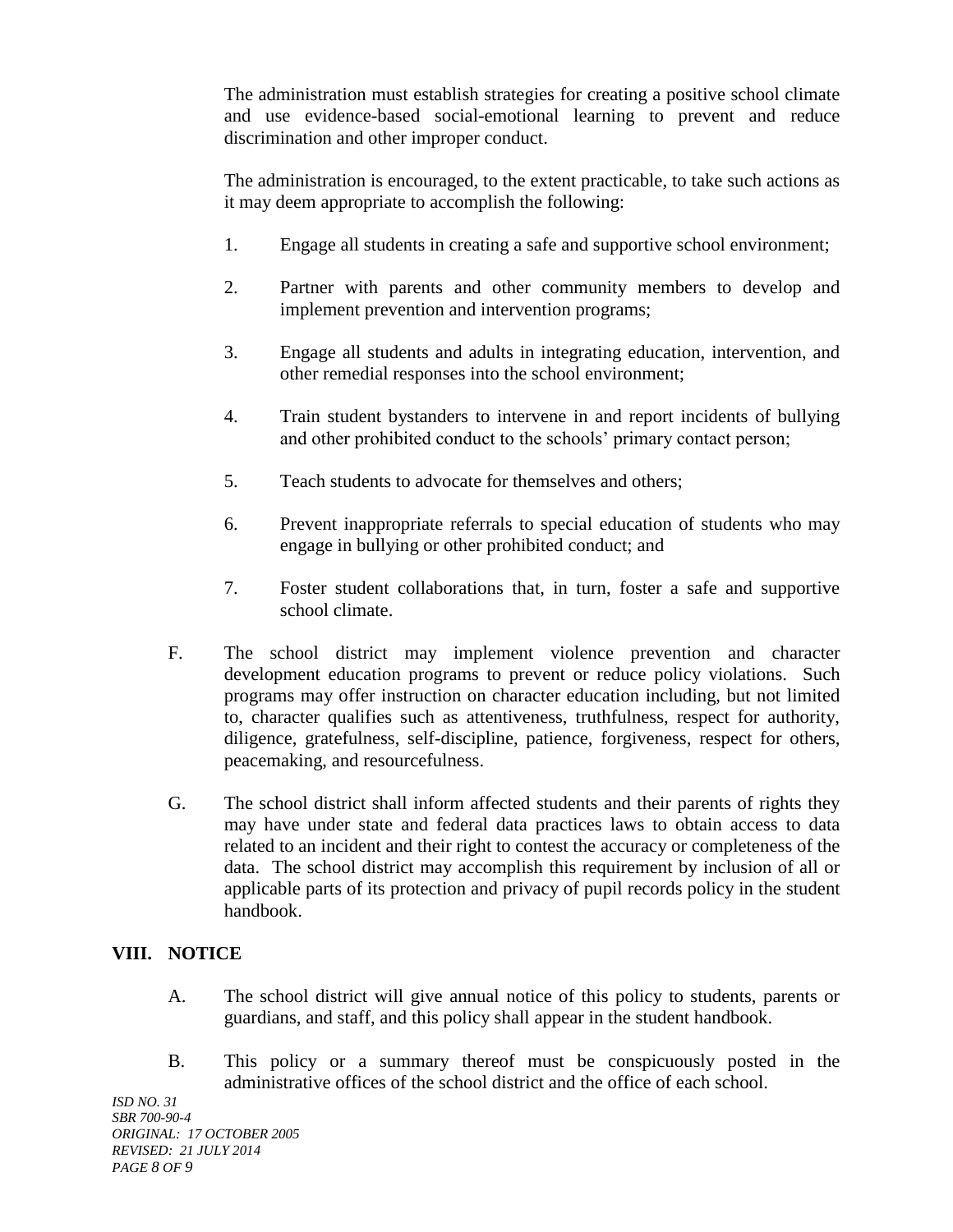The administration must establish strategies for creating a positive school climate and use evidence-based social-emotional learning to prevent and reduce discrimination and other improper conduct.

The administration is encouraged, to the extent practicable, to take such actions as it may deem appropriate to accomplish the following:

1. Engage all students in creating a safe and supportive school environment;

2. Partner with parents and other community members to develop and implement prevention and intervention programs;

3. Engage all students and adults in integrating education, intervention, and other remedial responses into the school environment;

4. Train student bystanders to intervene in and report incidents of bullying and other prohibited conduct to the schools' primary contact person;

5. Teach students to advocate for themselves and others;

6. Prevent inappropriate referrals to special education of students who may engage in bullying or other prohibited conduct; and

7. Foster student collaborations that, in turn, foster a safe and supportive school climate.

F. The school district may implement violence prevention and character development education programs to prevent or reduce policy violations. Such programs may offer instruction on character education including, but not limited to, character qualifies such as attentiveness, truthfulness, respect for authority, diligence, gratefulness, self-discipline, patience, forgiveness, respect for others, peacemaking, and resourcefulness.

G. The school district shall inform affected students and their parents of rights they may have under state and federal data practices laws to obtain access to data related to an incident and their right to contest the accuracy or completeness of the data. The school district may accomplish this requirement by inclusion of all or applicable parts of its protection and privacy of pupil records policy in the student handbook.

## VIII. NOTICE

A. The school district will give annual notice of this policy to students, parents or guardians, and staff, and this policy shall appear in the student handbook.

B. This policy or a summary thereof must be conspicuously posted in the administrative offices of the school district and the office of each school.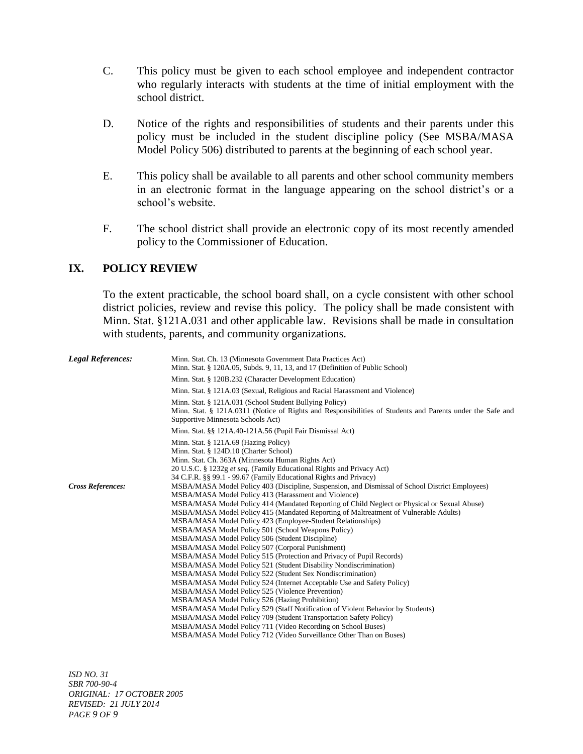C. This policy must be given to each school employee and independent contractor who regularly interacts with students at the time of initial employment with the school district.

D. Notice of the rights and responsibilities of students and their parents under this policy must be included in the student discipline policy (See MSBA/MASA Model Policy 506) distributed to parents at the beginning of each school year.

E. This policy shall be available to all parents and other school community members in an electronic format in the language appearing on the school district's or a school's website.

F. The school district shall provide an electronic copy of its most recently amended policy to the Commissioner of Education.

## IX. POLICY REVIEW

To the extent practicable, the school board shall, on a cycle consistent with other school district policies, review and revise this policy. The policy shall be made consistent with Minn. Stat. §121A.031 and other applicable law. Revisions shall be made in consultation with students, parents, and community organizations.

***Legal References:***

Minn. Stat. Ch. 13 (Minnesota Government Data Practices Act)
Minn. Stat. § 120A.05, Subds. 9, 11, 13, and 17 (Definition of Public School)
Minn. Stat. § 120B.232 (Character Development Education)
Minn. Stat. § 121A.03 (Sexual, Religious and Racial Harassment and Violence)
Minn. Stat. § 121A.031 (School Student Bullying Policy)
Minn. Stat. § 121A.0311 (Notice of Rights and Responsibilities of Students and Parents under the Safe and Supportive Minnesota Schools Act)
Minn. Stat. §§ 121A.40-121A.56 (Pupil Fair Dismissal Act)
Minn. Stat. § 121A.69 (Hazing Policy)
Minn. Stat. § 124D.10 (Charter School)
Minn. Stat. Ch. 363A (Minnesota Human Rights Act)
20 U.S.C. § 1232g *et seq.* (Family Educational Rights and Privacy Act)
34 C.F.R. §§ 99.1 - 99.67 (Family Educational Rights and Privacy)

***Cross References:***

MSBA/MASA Model Policy 403 (Discipline, Suspension, and Dismissal of School District Employees)
MSBA/MASA Model Policy 413 (Harassment and Violence)
MSBA/MASA Model Policy 414 (Mandated Reporting of Child Neglect or Physical or Sexual Abuse)
MSBA/MASA Model Policy 415 (Mandated Reporting of Maltreatment of Vulnerable Adults)
MSBA/MASA Model Policy 423 (Employee-Student Relationships)
MSBA/MASA Model Policy 501 (School Weapons Policy)
MSBA/MASA Model Policy 506 (Student Discipline)
MSBA/MASA Model Policy 507 (Corporal Punishment)
MSBA/MASA Model Policy 515 (Protection and Privacy of Pupil Records)
MSBA/MASA Model Policy 521 (Student Disability Nondiscrimination)
MSBA/MASA Model Policy 522 (Student Sex Nondiscrimination)
MSBA/MASA Model Policy 524 (Internet Acceptable Use and Safety Policy)
MSBA/MASA Model Policy 525 (Violence Prevention)
MSBA/MASA Model Policy 526 (Hazing Prohibition)
MSBA/MASA Model Policy 529 (Staff Notification of Violent Behavior by Students)
MSBA/MASA Model Policy 709 (Student Transportation Safety Policy)
MSBA/MASA Model Policy 711 (Video Recording on School Buses)
MSBA/MASA Model Policy 712 (Video Surveillance Other Than on Buses)

*ISD NO. 31*
*SBR 700-90-4*
*ORIGINAL: 17 OCTOBER 2005*
*REVISED: 21 JULY 2014*